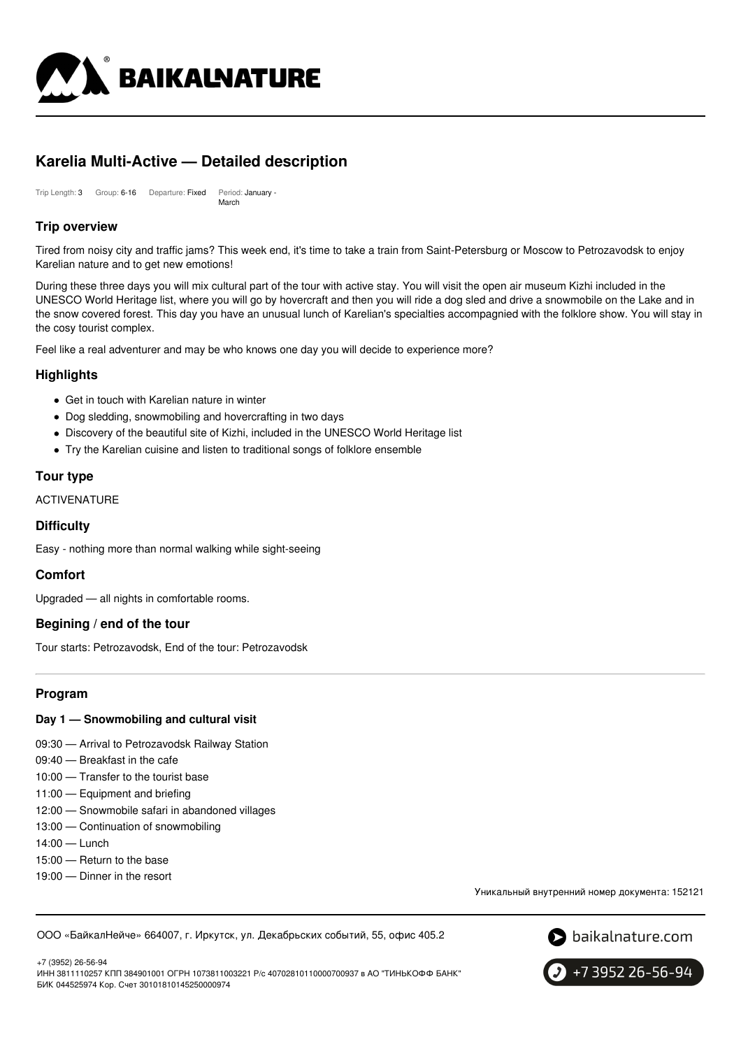# Karelia Multi-Active — Detailed description

Trip Length: 3 Group: 6-16 Departure: Fixed Period: January - March

## Trip overview

Tired from noisy city and traffic jams? This week end, it's time to take a train from Saint-Petersburg or Moscow to Petrozavodsk to enjoy Karelian nature and to get new emotions!

During these three days you will mix cultural part of the tour with active stay. You will visit the open air museum Kizhi included in the UNESCO World Heritage list, where you will go by hovercraft and then you will ride a dog sled and drive a snowmobile on the Lake and in the snow covered forest. This day you have an unusual lunch of Karelian's specialties accompagnied with the folklore show. You will stay in the cosy tourist complex.

Feel like a real adventurer and may be who knows one day you will decide to experience more?

## Highlights

- Get in touch with Karelian nature in winter
- Dog sledding, snowmobiling and hovercrafting in two days
- Discovery of the beautiful site of Kizhi, included in the UNESCO World Heritage list
- Try the Karelian cuisine and listen to traditional songs of folklore ensemble

## Tour type

ACTIVENATURE

## Difficulty

Easy - nothing more than normal walking while sight-seeing

## Comfort

Upgraded — all nights in comfortable rooms.

## Begining / end of the tour

Tour starts: Petrozavodsk, End of the tour: Petrozavodsk

## Program

### Day 1 — Snowmobiling and cultural visit

09:30 — Arrival to Petrozavodsk Railway Station
09:40 — Breakfast in the cafe
10:00 — Transfer to the tourist base
11:00 — Equipment and briefing
12:00 — Snowmobile safari in abandoned villages
13:00 — Continuation of snowmobiling
14:00 — Lunch
15:00 — Return to the base
19:00 — Dinner in the resort

Уникальный внутренний номер документа: 152121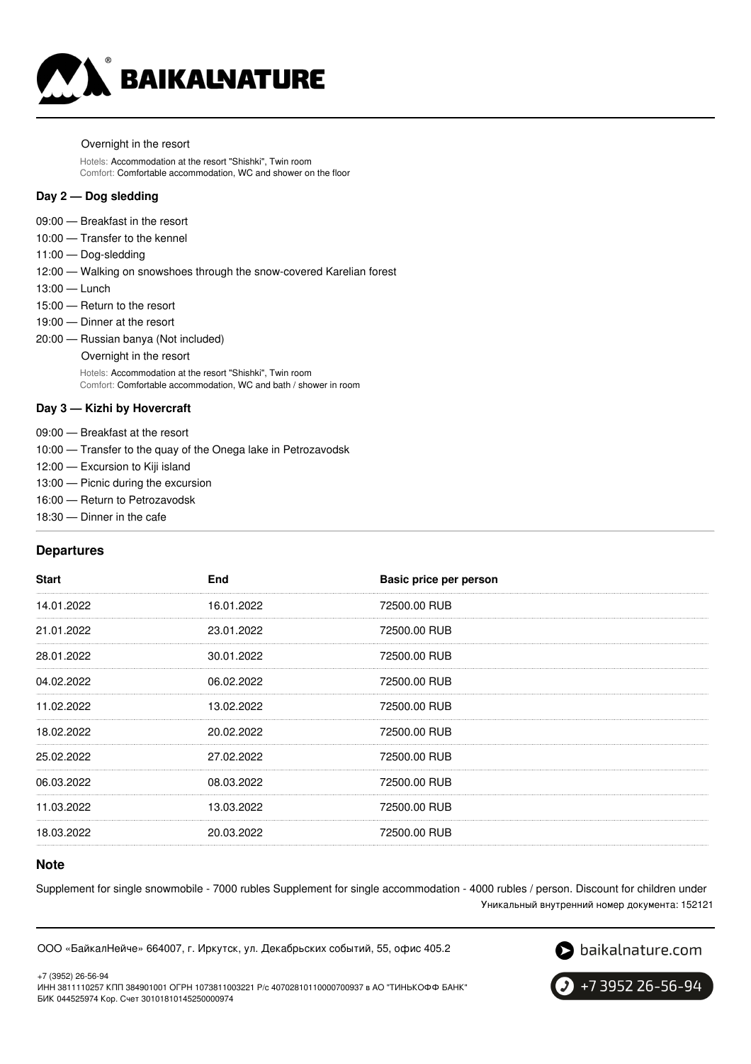Overnight in the resort

Hotels: Accommodation at the resort "Shishki", Twin room
Comfort: Comfortable accommodation, WC and shower on the floor

**Day 2 — Dog sledding**

09:00 — Breakfast in the resort
10:00 — Transfer to the kennel
11:00 — Dog-sledding
12:00 — Walking on snowshoes through the snow-covered Karelian forest
13:00 — Lunch
15:00 — Return to the resort
19:00 — Dinner at the resort
20:00 — Russian banya (Not included)

Overnight in the resort

Hotels: Accommodation at the resort "Shishki", Twin room
Comfort: Comfortable accommodation, WC and bath / shower in room

**Day 3 — Kizhi by Hovercraft**

09:00 — Breakfast at the resort
10:00 — Transfer to the quay of the Onega lake in Petrozavodsk
12:00 — Excursion to Kiji island
13:00 — Picnic during the excursion
16:00 — Return to Petrozavodsk
18:30 — Dinner in the cafe

## Departures

| Start | End | Basic price per person |
|---|---|---|
| 14.01.2022 | 16.01.2022 | 72500.00 RUB |
| 21.01.2022 | 23.01.2022 | 72500.00 RUB |
| 28.01.2022 | 30.01.2022 | 72500.00 RUB |
| 04.02.2022 | 06.02.2022 | 72500.00 RUB |
| 11.02.2022 | 13.02.2022 | 72500.00 RUB |
| 18.02.2022 | 20.02.2022 | 72500.00 RUB |
| 25.02.2022 | 27.02.2022 | 72500.00 RUB |
| 06.03.2022 | 08.03.2022 | 72500.00 RUB |
| 11.03.2022 | 13.03.2022 | 72500.00 RUB |
| 18.03.2022 | 20.03.2022 | 72500.00 RUB |

## Note

Supplement for single snowmobile - 7000 rubles Supplement for single accommodation - 4000 rubles / person. Discount for children under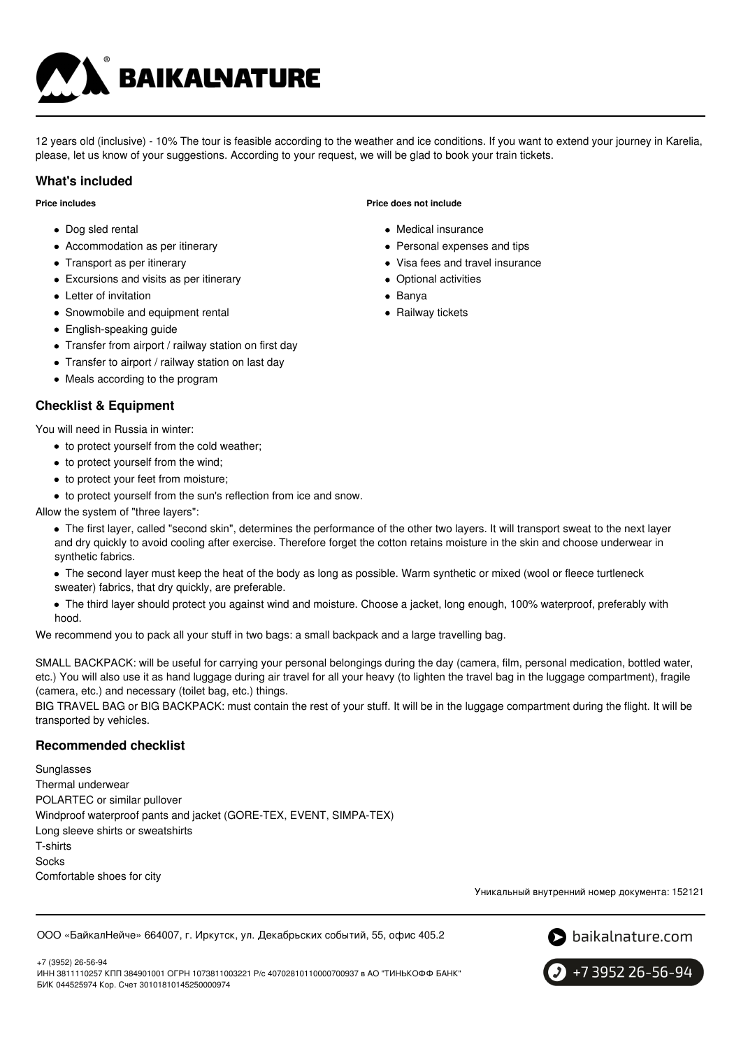12 years old (inclusive) - 10% The tour is feasible according to the weather and ice conditions. If you want to extend your journey in Karelia, please, let us know of your suggestions. According to your request, we will be glad to book your train tickets.

## What's included

**Price includes**

- Dog sled rental
- Accommodation as per itinerary
- Transport as per itinerary
- Excursions and visits as per itinerary
- Letter of invitation
- Snowmobile and equipment rental
- English-speaking guide
- Transfer from airport / railway station on first day
- Transfer to airport / railway station on last day
- Meals according to the program

**Price does not include**

- Medical insurance
- Personal expenses and tips
- Visa fees and travel insurance
- Optional activities
- Banya
- Railway tickets

## Checklist & Equipment

You will need in Russia in winter:

- to protect yourself from the cold weather;
- to protect yourself from the wind;
- to protect your feet from moisture;
- to protect yourself from the sun's reflection from ice and snow.

Allow the system of "three layers":

- The first layer, called "second skin", determines the performance of the other two layers. It will transport sweat to the next layer and dry quickly to avoid cooling after exercise. Therefore forget the cotton retains moisture in the skin and choose underwear in synthetic fabrics.
- The second layer must keep the heat of the body as long as possible. Warm synthetic or mixed (wool or fleece turtleneck sweater) fabrics, that dry quickly, are preferable.
- The third layer should protect you against wind and moisture. Choose a jacket, long enough, 100% waterproof, preferably with hood.

We recommend you to pack all your stuff in two bags: a small backpack and a large travelling bag.

SMALL BACKPACK: will be useful for carrying your personal belongings during the day (camera, film, personal medication, bottled water, etc.) You will also use it as hand luggage during air travel for all your heavy (to lighten the travel bag in the luggage compartment), fragile (camera, etc.) and necessary (toilet bag, etc.) things.

BIG TRAVEL BAG or BIG BACKPACK: must contain the rest of your stuff. It will be in the luggage compartment during the flight. It will be transported by vehicles.

## Recommended checklist

Sunglasses
Thermal underwear
POLARTEC or similar pullover
Windproof waterproof pants and jacket (GORE-TEX, EVENT, SIMPA-TEX)
Long sleeve shirts or sweatshirts
T-shirts
Socks
Comfortable shoes for city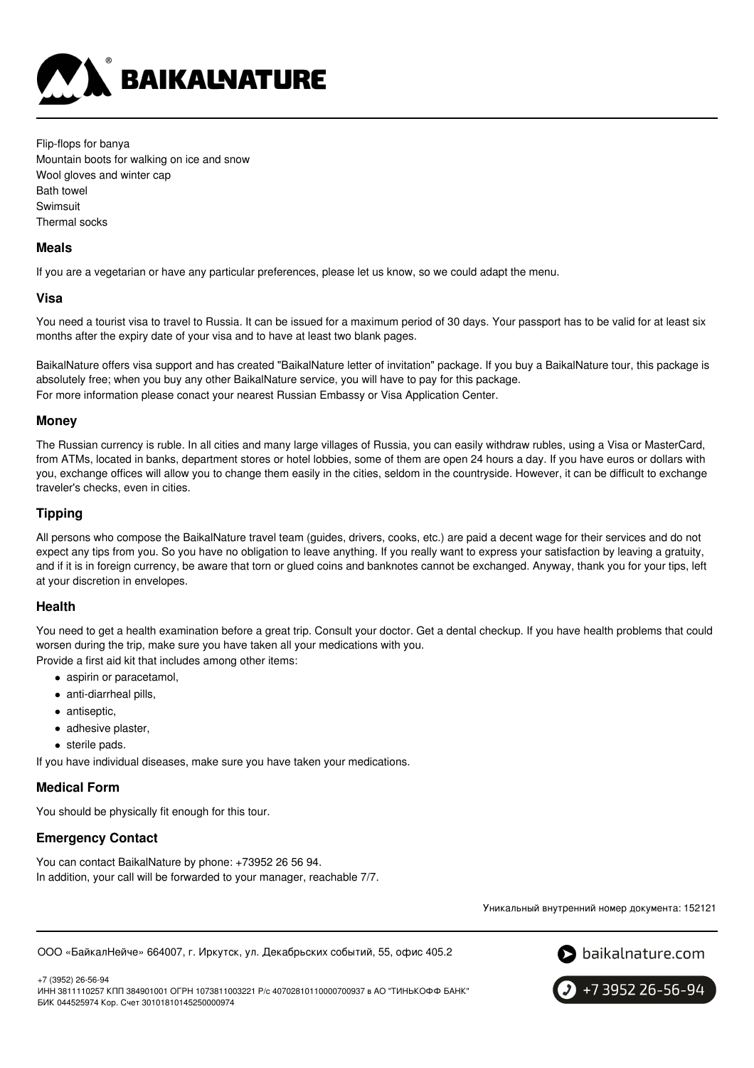Flip-flops for banya
Mountain boots for walking on ice and snow
Wool gloves and winter cap
Bath towel
Swimsuit
Thermal socks

### Meals

If you are a vegetarian or have any particular preferences, please let us know, so we could adapt the menu.

### Visa

You need a tourist visa to travel to Russia. It can be issued for a maximum period of 30 days. Your passport has to be valid for at least six months after the expiry date of your visa and to have at least two blank pages.

BaikalNature offers visa support and has created "BaikalNature letter of invitation" package. If you buy a BaikalNature tour, this package is absolutely free; when you buy any other BaikalNature service, you will have to pay for this package.
For more information please conact your nearest Russian Embassy or Visa Application Center.

### Money

The Russian currency is ruble. In all cities and many large villages of Russia, you can easily withdraw rubles, using a Visa or MasterCard, from ATMs, located in banks, department stores or hotel lobbies, some of them are open 24 hours a day. If you have euros or dollars with you, exchange offices will allow you to change them easily in the cities, seldom in the countryside. However, it can be difficult to exchange traveler's checks, even in cities.

### Tipping

All persons who compose the BaikalNature travel team (guides, drivers, cooks, etc.) are paid a decent wage for their services and do not expect any tips from you. So you have no obligation to leave anything. If you really want to express your satisfaction by leaving a gratuity, and if it is in foreign currency, be aware that torn or glued coins and banknotes cannot be exchanged. Anyway, thank you for your tips, left at your discretion in envelopes.

### Health

You need to get a health examination before a great trip. Consult your doctor. Get a dental checkup. If you have health problems that could worsen during the trip, make sure you have taken all your medications with you.
Provide a first aid kit that includes among other items:

- aspirin or paracetamol,
- anti-diarrheal pills,
- antiseptic,
- adhesive plaster,
- sterile pads.

If you have individual diseases, make sure you have taken your medications.

### Medical Form

You should be physically fit enough for this tour.

### Emergency Contact

You can contact BaikalNature by phone: +73952 26 56 94.
In addition, your call will be forwarded to your manager, reachable 7/7.

Уникальный внутренний номер документа: 152121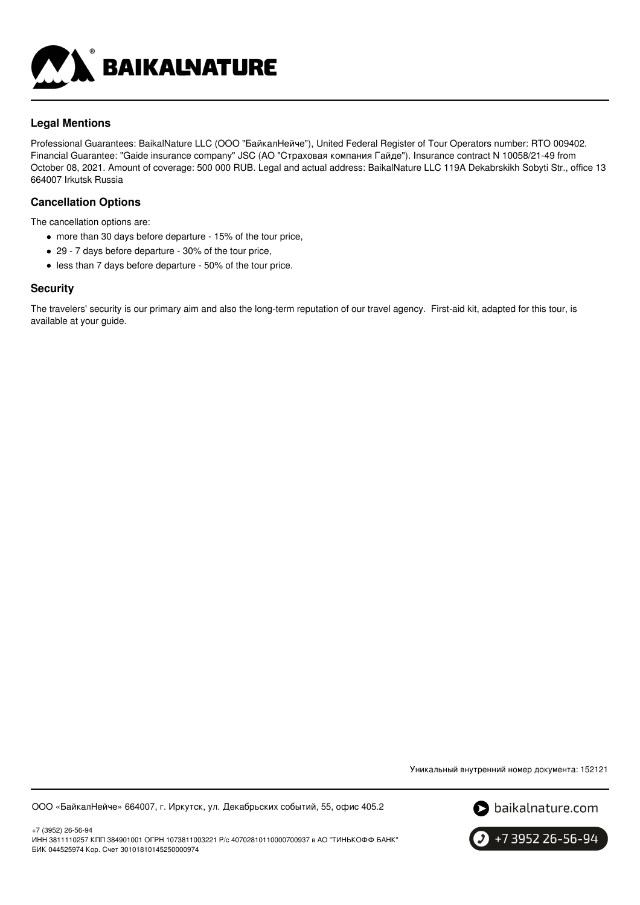## Legal Mentions

Professional Guarantees: BaikalNature LLC (ООО "БайкалНейче"), United Federal Register of Tour Operators number: RTO 009402. Financial Guarantee: "Gaide insurance company" JSC (АО "Страховая компания Гайде"). Insurance contract N 10058/21-49 from October 08, 2021. Amount of coverage: 500 000 RUB. Legal and actual address: BaikalNature LLC 119A Dekabrskikh Sobyti Str., office 13 664007 Irkutsk Russia

## Cancellation Options

The cancellation options are:

- more than 30 days before departure - 15% of the tour price,
- 29 - 7 days before departure - 30% of the tour price,
- less than 7 days before departure - 50% of the tour price.

## Security

The travelers' security is our primary aim and also the long-term reputation of our travel agency. First-aid kit, adapted for this tour, is available at your guide.

Уникальный внутренний номер документа: 152121